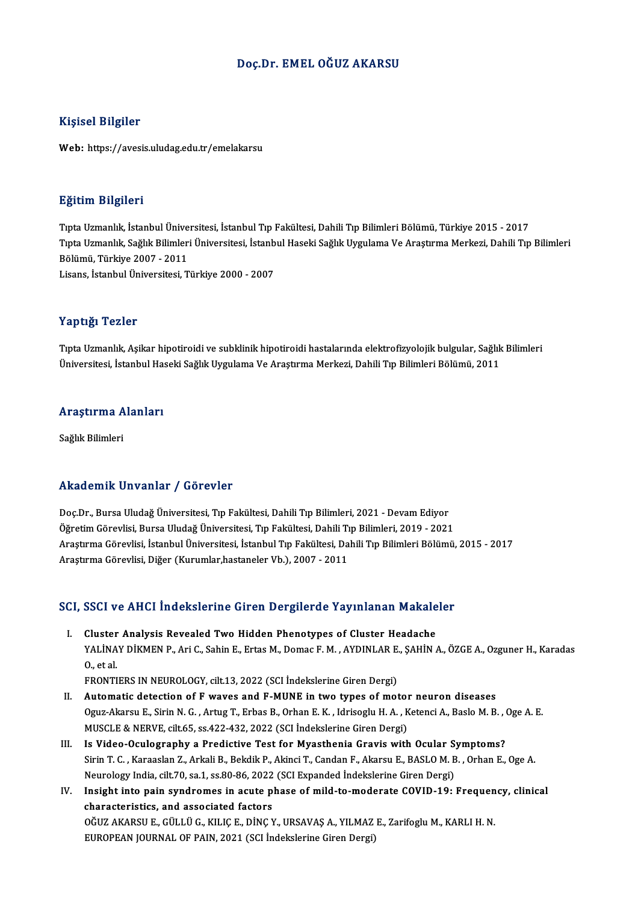# Doç.Dr. EMEL OĞUZ AKARSU

## Kişisel Bilgiler

**Web:** https://avesis.uludag.edu.tr/emelakarsu

## Eğitim Bilgileri

Tıpta Uzmanlık, İstanbul Üniversitesi, İstanbul Tıp Fakültesi, Dahili Tıp Bilimleri Bölümü, Türkiye 2015 - 2017
Tıpta Uzmanlık, Sağlık Bilimleri Üniversitesi, İstanbul Haseki Sağlık Uygulama Ve Araştırma Merkezi, Dahili Tıp Bilimleri Bölümü, Türkiye 2007 - 2011
Lisans, İstanbul Üniversitesi, Türkiye 2000 - 2007

## Yaptığı Tezler

Tıpta Uzmanlık, Aşikar hipotiroidi ve subklinik hipotiroidi hastalarında elektrofizyolojik bulgular, Sağlık Bilimleri Üniversitesi, İstanbul Haseki Sağlık Uygulama Ve Araştırma Merkezi, Dahili Tıp Bilimleri Bölümü, 2011

## Araştırma Alanları

Sağlık Bilimleri

## Akademik Unvanlar / Görevler

Doç.Dr., Bursa Uludağ Üniversitesi, Tıp Fakültesi, Dahili Tıp Bilimleri, 2021 - Devam Ediyor
Öğretim Görevlisi, Bursa Uludağ Üniversitesi, Tıp Fakültesi, Dahili Tıp Bilimleri, 2019 - 2021
Araştırma Görevlisi, İstanbul Üniversitesi, İstanbul Tıp Fakültesi, Dahili Tıp Bilimleri Bölümü, 2015 - 2017
Araştırma Görevlisi, Diğer (Kurumlar,hastaneler Vb.), 2007 - 2011

## SCI, SSCI ve AHCI İndekslerine Giren Dergilerde Yayınlanan Makaleler

I. **Cluster Analysis Revealed Two Hidden Phenotypes of Cluster Headache**
YALİNAY DİKMEN P., Ari C., Sahin E., Ertas M., Domac F. M. , AYDINLAR E., ŞAHİN A., ÖZGE A., Ozguner H., Karadas O., et al.
FRONTIERS IN NEUROLOGY, cilt.13, 2022 (SCI İndekslerine Giren Dergi)

II. **Automatic detection of F waves and F-MUNE in two types of motor neuron diseases**
Oguz-Akarsu E., Sirin N. G. , Artug T., Erbas B., Orhan E. K. , Idrisoglu H. A. , Ketenci A., Baslo M. B. , Oge A. E.
MUSCLE & NERVE, cilt.65, ss.422-432, 2022 (SCI İndekslerine Giren Dergi)

III. **Is Video-Oculography a Predictive Test for Myasthenia Gravis with Ocular Symptoms?**
Sirin T. C. , Karaaslan Z., Arkali B., Bekdik P., Akinci T., Candan F., Akarsu E., BASLO M. B. , Orhan E., Oge A.
Neurology India, cilt.70, sa.1, ss.80-86, 2022 (SCI Expanded İndekslerine Giren Dergi)

IV. **Insight into pain syndromes in acute phase of mild-to-moderate COVID-19: Frequency, clinical characteristics, and associated factors**
OĞUZ AKARSU E., GÜLLÜ G., KILIÇ E., DİNÇ Y., URSAVAŞ A., YILMAZ E., Zarifoglu M., KARLI H. N.
EUROPEAN JOURNAL OF PAIN, 2021 (SCI İndekslerine Giren Dergi)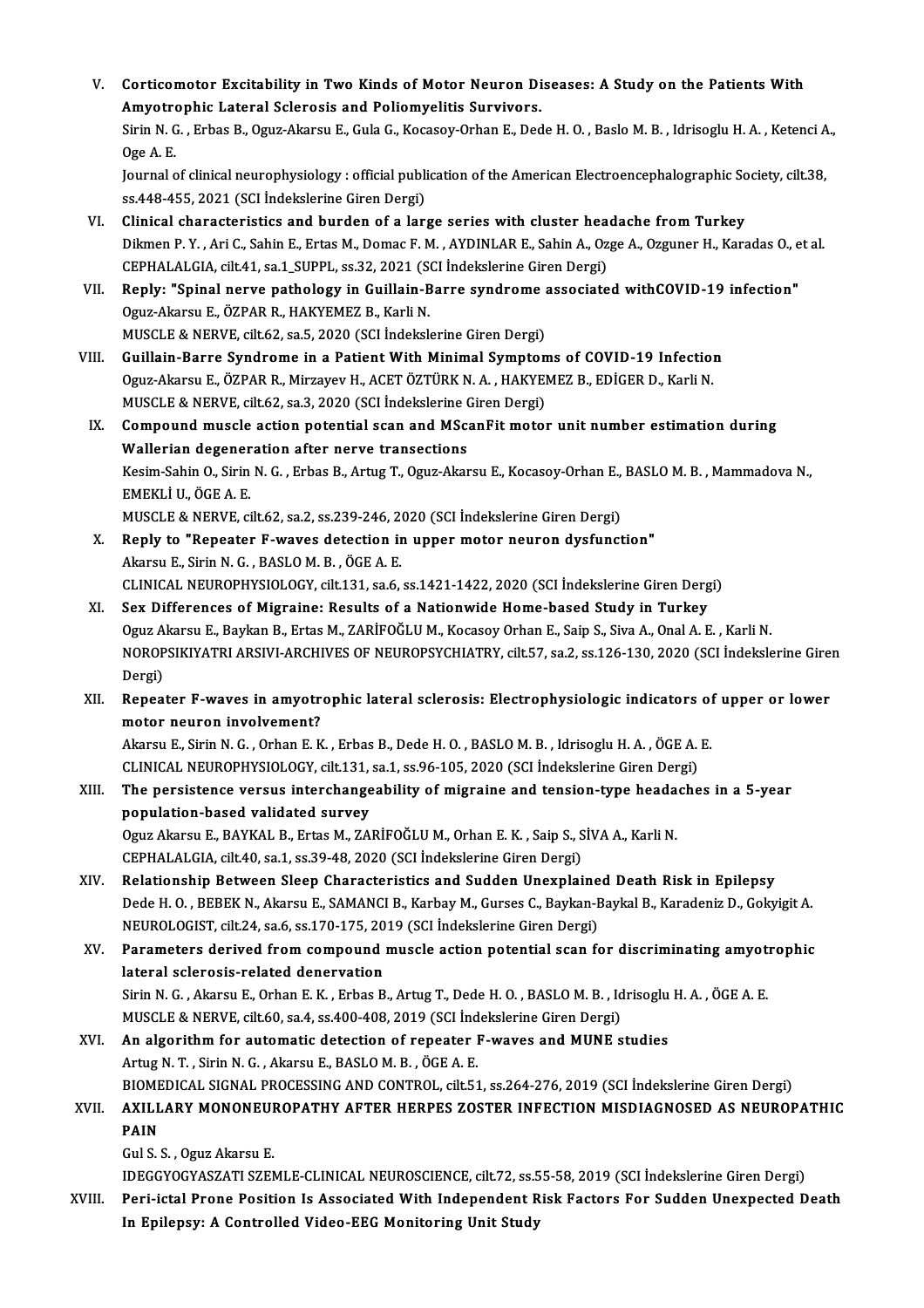V. **Corticomotor Excitability in Two Kinds of Motor Neuron Diseases: A Study on the Patients With Amyotrophic Lateral Sclerosis and Poliomyelitis Survivors.**
Sirin N. G. , Erbas B., Oguz-Akarsu E., Gula G., Kocasoy-Orhan E., Dede H. O. , Baslo M. B. , Idrisoglu H. A. , Ketenci A., Oge A. E.
Journal of clinical neurophysiology : official publication of the American Electroencephalographic Society, cilt.38, ss.448-455, 2021 (SCI İndekslerine Giren Dergi)

VI. **Clinical characteristics and burden of a large series with cluster headache from Turkey**
Dikmen P. Y. , Ari C., Sahin E., Ertas M., Domac F. M. , AYDINLAR E., Sahin A., Ozge A., Ozguner H., Karadas O., et al.
CEPHALALGIA, cilt.41, sa.1_SUPPL, ss.32, 2021 (SCI İndekslerine Giren Dergi)

VII. **Reply: "Spinal nerve pathology in Guillain-Barre syndrome associated withCOVID-19 infection"**
Oguz-Akarsu E., ÖZPAR R., HAKYEMEZ B., Karli N.
MUSCLE & NERVE, cilt.62, sa.5, 2020 (SCI İndekslerine Giren Dergi)

VIII. **Guillain-Barre Syndrome in a Patient With Minimal Symptoms of COVID-19 Infection**
Oguz-Akarsu E., ÖZPAR R., Mirzayev H., ACET ÖZTÜRK N. A. , HAKYEMEZ B., EDİGER D., Karli N.
MUSCLE & NERVE, cilt.62, sa.3, 2020 (SCI İndekslerine Giren Dergi)

IX. **Compound muscle action potential scan and MScanFit motor unit number estimation during Wallerian degeneration after nerve transections**
Kesim-Sahin O., Sirin N. G. , Erbas B., Artug T., Oguz-Akarsu E., Kocasoy-Orhan E., BASLO M. B. , Mammadova N., EMEKLİ U., ÖGE A. E.
MUSCLE & NERVE, cilt.62, sa.2, ss.239-246, 2020 (SCI İndekslerine Giren Dergi)

X. **Reply to "Repeater F-waves detection in upper motor neuron dysfunction"**
Akarsu E., Sirin N. G. , BASLO M. B. , ÖGE A. E.
CLINICAL NEUROPHYSIOLOGY, cilt.131, sa.6, ss.1421-1422, 2020 (SCI İndekslerine Giren Dergi)

XI. **Sex Differences of Migraine: Results of a Nationwide Home-based Study in Turkey**
Oguz Akarsu E., Baykan B., Ertas M., ZARİFOĞLU M., Kocasoy Orhan E., Saip S., Siva A., Onal A. E. , Karli N.
NOROPSIKIYATRI ARSIVI-ARCHIVES OF NEUROPSYCHIATRY, cilt.57, sa.2, ss.126-130, 2020 (SCI İndekslerine Giren Dergi)

XII. **Repeater F-waves in amyotrophic lateral sclerosis: Electrophysiologic indicators of upper or lower motor neuron involvement?**
Akarsu E., Sirin N. G. , Orhan E. K. , Erbas B., Dede H. O. , BASLO M. B. , Idrisoglu H. A. , ÖGE A. E.
CLINICAL NEUROPHYSIOLOGY, cilt.131, sa.1, ss.96-105, 2020 (SCI İndekslerine Giren Dergi)

XIII. **The persistence versus interchangeability of migraine and tension-type headaches in a 5-year population-based validated survey**
Oguz Akarsu E., BAYKAL B., Ertas M., ZARİFOĞLU M., Orhan E. K. , Saip S., SİVA A., Karli N.
CEPHALALGIA, cilt.40, sa.1, ss.39-48, 2020 (SCI İndekslerine Giren Dergi)

XIV. **Relationship Between Sleep Characteristics and Sudden Unexplained Death Risk in Epilepsy**
Dede H. O. , BEBEK N., Akarsu E., SAMANCI B., Karbay M., Gurses C., Baykan-Baykal B., Karadeniz D., Gokyigit A.
NEUROLOGIST, cilt.24, sa.6, ss.170-175, 2019 (SCI İndekslerine Giren Dergi)

XV. **Parameters derived from compound muscle action potential scan for discriminating amyotrophic lateral sclerosis-related denervation**
Sirin N. G. , Akarsu E., Orhan E. K. , Erbas B., Artug T., Dede H. O. , BASLO M. B. , Idrisoglu H. A. , ÖGE A. E.
MUSCLE & NERVE, cilt.60, sa.4, ss.400-408, 2019 (SCI İndekslerine Giren Dergi)

XVI. **An algorithm for automatic detection of repeater F-waves and MUNE studies**
Artug N. T. , Sirin N. G. , Akarsu E., BASLO M. B. , ÖGE A. E.
BIOMEDICAL SIGNAL PROCESSING AND CONTROL, cilt.51, ss.264-276, 2019 (SCI İndekslerine Giren Dergi)

XVII. **AXILLARY MONONEUROPATHY AFTER HERPES ZOSTER INFECTION MISDIAGNOSED AS NEUROPATHIC PAIN**
Gul S. S. , Oguz Akarsu E.
IDEGGYOGYASZATI SZEMLE-CLINICAL NEUROSCIENCE, cilt.72, ss.55-58, 2019 (SCI İndekslerine Giren Dergi)

XVIII. **Peri-ictal Prone Position Is Associated With Independent Risk Factors For Sudden Unexpected Death In Epilepsy: A Controlled Video-EEG Monitoring Unit Study**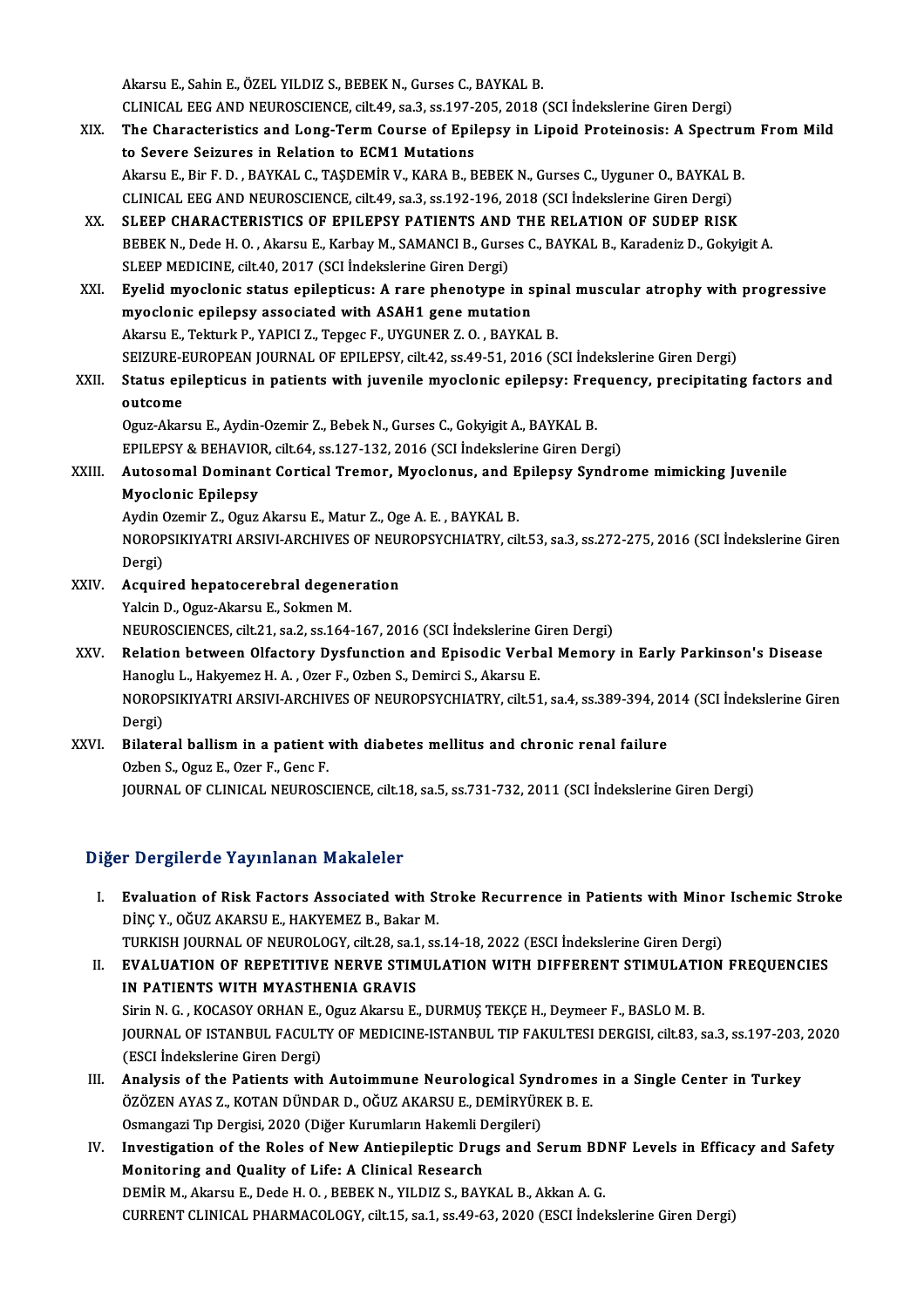Akarsu E., Sahin E., ÖZEL YILDIZ S., BEBEK N., Gurses C., BAYKAL B.
CLINICAL EEG AND NEUROSCIENCE, cilt.49, sa.3, ss.197-205, 2018 (SCI İndekslerine Giren Dergi)

XIX. **The Characteristics and Long-Term Course of Epilepsy in Lipoid Proteinosis: A Spectrum From Mild to Severe Seizures in Relation to ECM1 Mutations**
Akarsu E., Bir F. D. , BAYKAL C., TAŞDEMİR V., KARA B., BEBEK N., Gurses C., Uyguner O., BAYKAL B.
CLINICAL EEG AND NEUROSCIENCE, cilt.49, sa.3, ss.192-196, 2018 (SCI İndekslerine Giren Dergi)

XX. **SLEEP CHARACTERISTICS OF EPILEPSY PATIENTS AND THE RELATION OF SUDEP RISK**
BEBEK N., Dede H. O. , Akarsu E., Karbay M., SAMANCI B., Gurses C., BAYKAL B., Karadeniz D., Gokyigit A.
SLEEP MEDICINE, cilt.40, 2017 (SCI İndekslerine Giren Dergi)

XXI. **Eyelid myoclonic status epilepticus: A rare phenotype in spinal muscular atrophy with progressive myoclonic epilepsy associated with ASAH1 gene mutation**
Akarsu E., Tekturk P., YAPICI Z., Tepgec F., UYGUNER Z. O. , BAYKAL B.
SEIZURE-EUROPEAN JOURNAL OF EPILEPSY, cilt.42, ss.49-51, 2016 (SCI İndekslerine Giren Dergi)

XXII. **Status epilepticus in patients with juvenile myoclonic epilepsy: Frequency, precipitating factors and outcome**
Oguz-Akarsu E., Aydin-Ozemir Z., Bebek N., Gurses C., Gokyigit A., BAYKAL B.
EPILEPSY & BEHAVIOR, cilt.64, ss.127-132, 2016 (SCI İndekslerine Giren Dergi)

XXIII. **Autosomal Dominant Cortical Tremor, Myoclonus, and Epilepsy Syndrome mimicking Juvenile Myoclonic Epilepsy**
Aydin Ozemir Z., Oguz Akarsu E., Matur Z., Oge A. E. , BAYKAL B.
NOROPSIKIYATRI ARSIVI-ARCHIVES OF NEUROPSYCHIATRY, cilt.53, sa.3, ss.272-275, 2016 (SCI İndekslerine Giren Dergi)

XXIV. **Acquired hepatocerebral degeneration**
Yalcin D., Oguz-Akarsu E., Sokmen M.
NEUROSCIENCES, cilt.21, sa.2, ss.164-167, 2016 (SCI İndekslerine Giren Dergi)

XXV. **Relation between Olfactory Dysfunction and Episodic Verbal Memory in Early Parkinson's Disease**
Hanoglu L., Hakyemez H. A. , Ozer F., Ozben S., Demirci S., Akarsu E.
NOROPSIKIYATRI ARSIVI-ARCHIVES OF NEUROPSYCHIATRY, cilt.51, sa.4, ss.389-394, 2014 (SCI İndekslerine Giren Dergi)

XXVI. **Bilateral ballism in a patient with diabetes mellitus and chronic renal failure**
Ozben S., Oguz E., Ozer F., Genc F.
JOURNAL OF CLINICAL NEUROSCIENCE, cilt.18, sa.5, ss.731-732, 2011 (SCI İndekslerine Giren Dergi)

## Diğer Dergilerde Yayınlanan Makaleler

I. **Evaluation of Risk Factors Associated with Stroke Recurrence in Patients with Minor Ischemic Stroke**
DİNÇ Y., OĞUZ AKARSU E., HAKYEMEZ B., Bakar M.
TURKISH JOURNAL OF NEUROLOGY, cilt.28, sa.1, ss.14-18, 2022 (ESCI İndekslerine Giren Dergi)

II. **EVALUATION OF REPETITIVE NERVE STIMULATION WITH DIFFERENT STIMULATION FREQUENCIES IN PATIENTS WITH MYASTHENIA GRAVIS**
Sirin N. G. , KOCASOY ORHAN E., Oguz Akarsu E., DURMUŞ TEKÇE H., Deymeer F., BASLO M. B.
JOURNAL OF ISTANBUL FACULTY OF MEDICINE-ISTANBUL TIP FAKULTESI DERGISI, cilt.83, sa.3, ss.197-203, 2020 (ESCI İndekslerine Giren Dergi)

III. **Analysis of the Patients with Autoimmune Neurological Syndromes in a Single Center in Turkey**
ÖZÖZEN AYAS Z., KOTAN DÜNDAR D., OĞUZ AKARSU E., DEMİRYÜREK B. E.
Osmangazi Tıp Dergisi, 2020 (Diğer Kurumların Hakemli Dergileri)

IV. **Investigation of the Roles of New Antiepileptic Drugs and Serum BDNF Levels in Efficacy and Safety Monitoring and Quality of Life: A Clinical Research**
DEMİR M., Akarsu E., Dede H. O. , BEBEK N., YILDIZ S., BAYKAL B., Akkan A. G.
CURRENT CLINICAL PHARMACOLOGY, cilt.15, sa.1, ss.49-63, 2020 (ESCI İndekslerine Giren Dergi)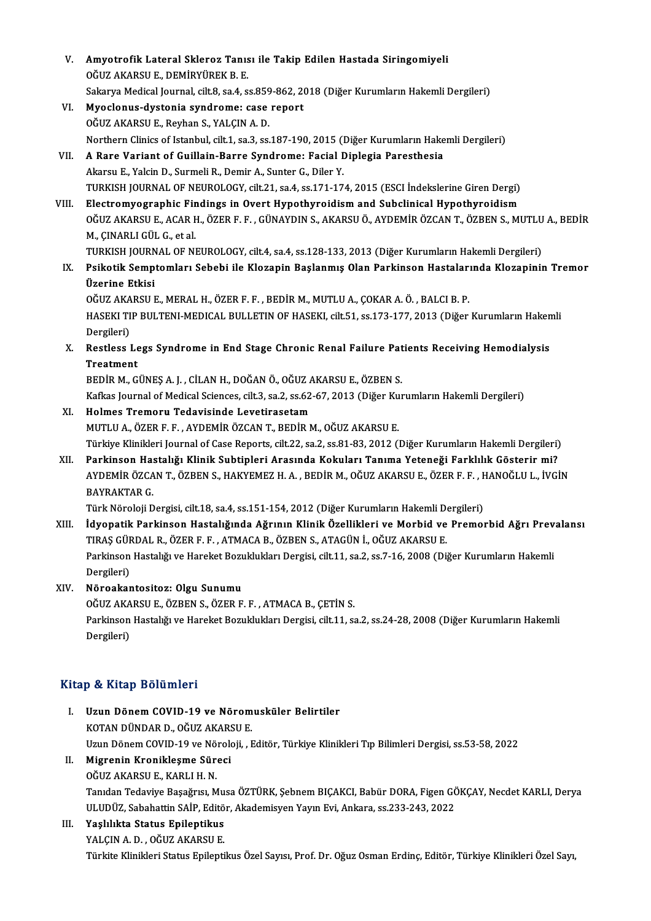V. **Amyotrofik Lateral Skleroz Tanısı ile Takip Edilen Hastada Siringomiyeli**
OĞUZ AKARSU E., DEMİRYÜREK B. E.
Sakarya Medical Journal, cilt.8, sa.4, ss.859-862, 2018 (Diğer Kurumların Hakemli Dergileri)

VI. **Myoclonus-dystonia syndrome: case report**
OĞUZ AKARSU E., Reyhan S., YALÇIN A. D.
Northern Clinics of Istanbul, cilt.1, sa.3, ss.187-190, 2015 (Diğer Kurumların Hakemli Dergileri)

VII. **A Rare Variant of Guillain-Barre Syndrome: Facial Diplegia Paresthesia**
Akarsu E., Yalcin D., Surmeli R., Demir A., Sunter G., Diler Y.
TURKISH JOURNAL OF NEUROLOGY, cilt.21, sa.4, ss.171-174, 2015 (ESCI İndekslerine Giren Dergi)

VIII. **Electromyographic Findings in Overt Hypothyroidism and Subclinical Hypothyroidism**
OĞUZ AKARSU E., ACAR H., ÖZER F. F. , GÜNAYDIN S., AKARSU Ö., AYDEMİR ÖZCAN T., ÖZBEN S., MUTLU A., BEDİR M., ÇINARLI GÜL G., et al.
TURKISH JOURNAL OF NEUROLOGY, cilt.4, sa.4, ss.128-133, 2013 (Diğer Kurumların Hakemli Dergileri)

IX. **Psikotik Semptomları Sebebi ile Klozapin Başlanmış Olan Parkinson Hastalarında Klozapinin Tremor Üzerine Etkisi**
OĞUZ AKARSU E., MERAL H., ÖZER F. F. , BEDİR M., MUTLU A., ÇOKAR A. Ö. , BALCI B. P.
HASEKI TIP BULTENI-MEDICAL BULLETIN OF HASEKI, cilt.51, ss.173-177, 2013 (Diğer Kurumların Hakemli Dergileri)

X. **Restless Legs Syndrome in End Stage Chronic Renal Failure Patients Receiving Hemodialysis Treatment**
BEDİR M., GÜNEŞ A. J. , CİLAN H., DOĞAN Ö., OĞUZ AKARSU E., ÖZBEN S.
Kafkas Journal of Medical Sciences, cilt.3, sa.2, ss.62-67, 2013 (Diğer Kurumların Hakemli Dergileri)

XI. **Holmes Tremoru Tedavisinde Levetirasetam**
MUTLU A., ÖZER F. F. , AYDEMİR ÖZCAN T., BEDİR M., OĞUZ AKARSU E.
Türkiye Klinikleri Journal of Case Reports, cilt.22, sa.2, ss.81-83, 2012 (Diğer Kurumların Hakemli Dergileri)

XII. **Parkinson Hastalığı Klinik Subtipleri Arasında Kokuları Tanıma Yeteneği Farklılık Gösterir mi?**
AYDEMİR ÖZCAN T., ÖZBEN S., HAKYEMEZ H. A. , BEDİR M., OĞUZ AKARSU E., ÖZER F. F. , HANOĞLU L., İVGİN BAYRAKTAR G.
Türk Nöroloji Dergisi, cilt.18, sa.4, ss.151-154, 2012 (Diğer Kurumların Hakemli Dergileri)

XIII. **İdyopatik Parkinson Hastalığında Ağrının Klinik Özellikleri ve Morbid ve Premorbid Ağrı Prevalansı**
TIRAŞ GÜRDAL R., ÖZER F. F. , ATMACA B., ÖZBEN S., ATAGÜN İ., OĞUZ AKARSU E.
Parkinson Hastalığı ve Hareket Bozukluklarıı Dergisi, cilt.11, sa.2, ss.7-16, 2008 (Diğer Kurumların Hakemli Dergileri)

XIV. **Nöroakantositoz: Olgu Sunumu**
OĞUZ AKARSU E., ÖZBEN S., ÖZER F. F. , ATMACA B., ÇETİN S.
Parkinson Hastalığı ve Hareket Bozuklukları Dergisi, cilt.11, sa.2, ss.24-28, 2008 (Diğer Kurumların Hakemli Dergileri)

## Kitap & Kitap Bölümleri

I. **Uzun Dönem COVID-19 ve Nöromusküler Belirtiler**
KOTAN DÜNDAR D., OĞUZ AKARSU E.
Uzun Dönem COVID-19 ve Nöroloji, , Editör, Türkiye Klinikleri Tıp Bilimleri Dergisi, ss.53-58, 2022

II. **Migrenin Kronikleşme Süreci**
OĞUZ AKARSU E., KARLI H. N.
Tanıdan Tedaviye Başağrısı, Musa ÖZTÜRK, Şebnem BIÇAKCI, Babür DORA, Figen GÖKÇAY, Necdet KARLI, Derya ULUDÜZ, Sabahattin SAİP, Editör, Akademisyen Yayın Evi, Ankara, ss.233-243, 2022

III. **Yaşlılıkta Status Epileptikus**
YALÇIN A. D. , OĞUZ AKARSU E.
Türkite Klinikleri Status Epileptikus Özel Sayısı, Prof. Dr. Oğuz Osman Erdinç, Editör, Türkiye Klinikleri Özel Sayı,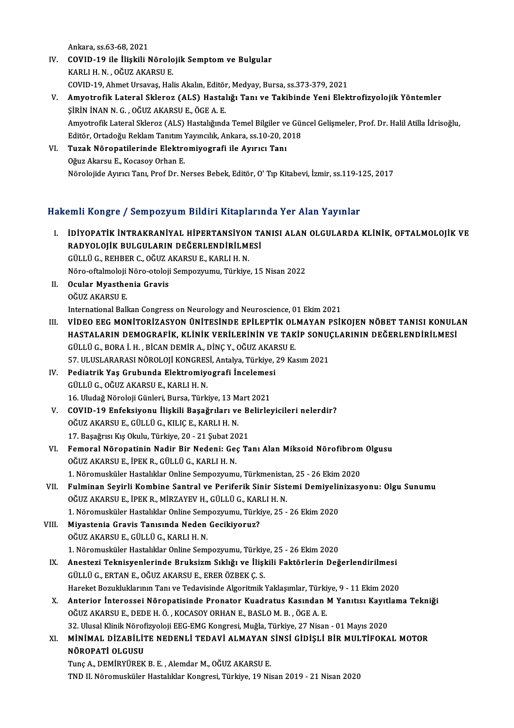Ankara, ss.63-68, 2021

IV. **COVID-19 ile İlişkili Nörolojik Semptom ve Bulgular**
KARLI H. N. , OĞUZ AKARSU E.
COVID-19, Ahmet Ursavaş, Halis Akalın, Editör, Medyay, Bursa, ss.373-379, 2021

V. **Amyotrofik Lateral Skleroz (ALS) Hastalığı Tanı ve Takibinde Yeni Elektrofizyolojik Yöntemler**
ŞİRİN İNAN N. G. , OĞUZ AKARSU E., ÖGE A. E.
Amyotrofik Lateral Skleroz (ALS) Hastalığında Temel Bilgiler ve Güncel Gelişmeler, Prof. Dr. Halil Atilla İdrisoğlu, Editör, Ortadoğu Reklam Tanıtım Yayıncılık, Ankara, ss.10-20, 2018

VI. **Tuzak Nöropatilerinde Elektromiyografi ile Ayırıcı Tanı**
Oğuz Akarsu E., Kocasoy Orhan E.
Nörolojide Ayırıcı Tanı, Prof Dr. Nerses Bebek, Editör, O' Tıp Kitabevi, İzmir, ss.119-125, 2017

## Hakemli Kongre / Sempozyum Bildiri Kitaplarında Yer Alan Yayınlar

I. **İDİYOPATİK İNTRAKRANİYAL HİPERTANSİYON TANISI ALAN OLGULARDA KLİNİK, OFTALMOLOJİK VE RADYOLOJİK BULGULARIN DEĞERLENDİRİLMESİ**
GÜLLÜ G., REHBER C., OĞUZ AKARSU E., KARLI H. N.
Nöro-oftalmoloji Nöro-otoloji Sempozyumu, Türkiye, 15 Nisan 2022

II. **Ocular Myasthenia Gravis**
OĞUZ AKARSU E.
International Balkan Congress on Neurology and Neuroscience, 01 Ekim 2021

III. **VİDEO EEG MONİTORİZASYON ÜNİTESİNDE EPİLEPTİK OLMAYAN PSİKOJEN NÖBET TANISI KONULAN HASTALARIN DEMOGRAFİK, KLİNİK VERİLERİNİN VE TAKİP SONUÇLARININ DEĞERLENDİRİLMESİ**
GÜLLÜ G., BORA İ. H. , BİCAN DEMİR A., DİNÇ Y., OĞUZ AKARSU E.
57. ULUSLARARASI NÖROLOJİ KONGRESİ, Antalya, Türkiye, 29 Kasım 2021

IV. **Pediatrik Yaş Grubunda Elektromiyografi İncelemesi**
GÜLLÜ G., OĞUZ AKARSU E., KARLI H. N.
16. Uludağ Nöroloji Günleri, Bursa, Türkiye, 13 Mart 2021

V. **COVID-19 Enfeksiyonu İlişkili Başağrıları ve Belirleyicileri nelerdir?**
OĞUZ AKARSU E., GÜLLÜ G., KILIÇ E., KARLI H. N.
17. Başağrısı Kış Okulu, Türkiye, 20 - 21 Şubat 2021

VI. **Femoral Nöropatinin Nadir Bir Nedeni: Geç Tanı Alan Miksoid Nörofibrom Olgusu**
OĞUZ AKARSU E., İPEK R., GÜLLÜ G., KARLI H. N.
1. Nöromusküler Hastalıklar Online Sempozyumu, Türkmenistan, 25 - 26 Ekim 2020

VII. **Fulminan Seyirli Kombine Santral ve Periferik Sinir Sistemi Demiyelinizasyonu: Olgu Sunumu**
OĞUZ AKARSU E., İPEK R., MİRZAYEV H., GÜLLÜ G., KARLI H. N.
1. Nöromusküler Hastalıklar Online Sempozyumu, Türkiye, 25 - 26 Ekim 2020

VIII. **Miyastenia Gravis Tanısında Neden Gecikiyoruz?**
OĞUZ AKARSU E., GÜLLÜ G., KARLI H. N.
1. Nöromusküler Hastalıklar Online Sempozyumu, Türkiye, 25 - 26 Ekim 2020

IX. **Anestezi Teknisyenlerinde Bruksizm Sıklığı ve İlişkili Faktörlerin Değerlendirilmesi**
GÜLLÜ G., ERTAN E., OĞUZ AKARSU E., ERER ÖZBEK Ç. S.
Hareket Bozukluklarının Tanı ve Tedavisinde Algoritmik Yaklaşımlar, Türkiye, 9 - 11 Ekim 2020

X. **Anterior İnterossei Nöropatisinde Pronator Kuadratus Kasından M Yanıtısı Kayıtlama Tekniği**
OĞUZ AKARSU E., DEDE H. Ö. , KOCASOY ORHAN E., BASLO M. B. , ÖGE A. E.
32. Ulusal Klinik Nörofizyoloji EEG-EMG Kongresi, Muğla, Türkiye, 27 Nisan - 01 Mayıs 2020

XI. **MİNİMAL DİZABİLİTE NEDENLİ TEDAVİ ALMAYAN SİNSİ GİDİŞLİ BİR MULTİFOKAL MOTOR NÖROPATİ OLGUSU**
Tunç A., DEMİRYÜREK B. E. , Alemdar M., OĞUZ AKARSU E.
TND II. Nöromusküler Hastalıklar Kongresi, Türkiye, 19 Nisan 2019 - 21 Nisan 2020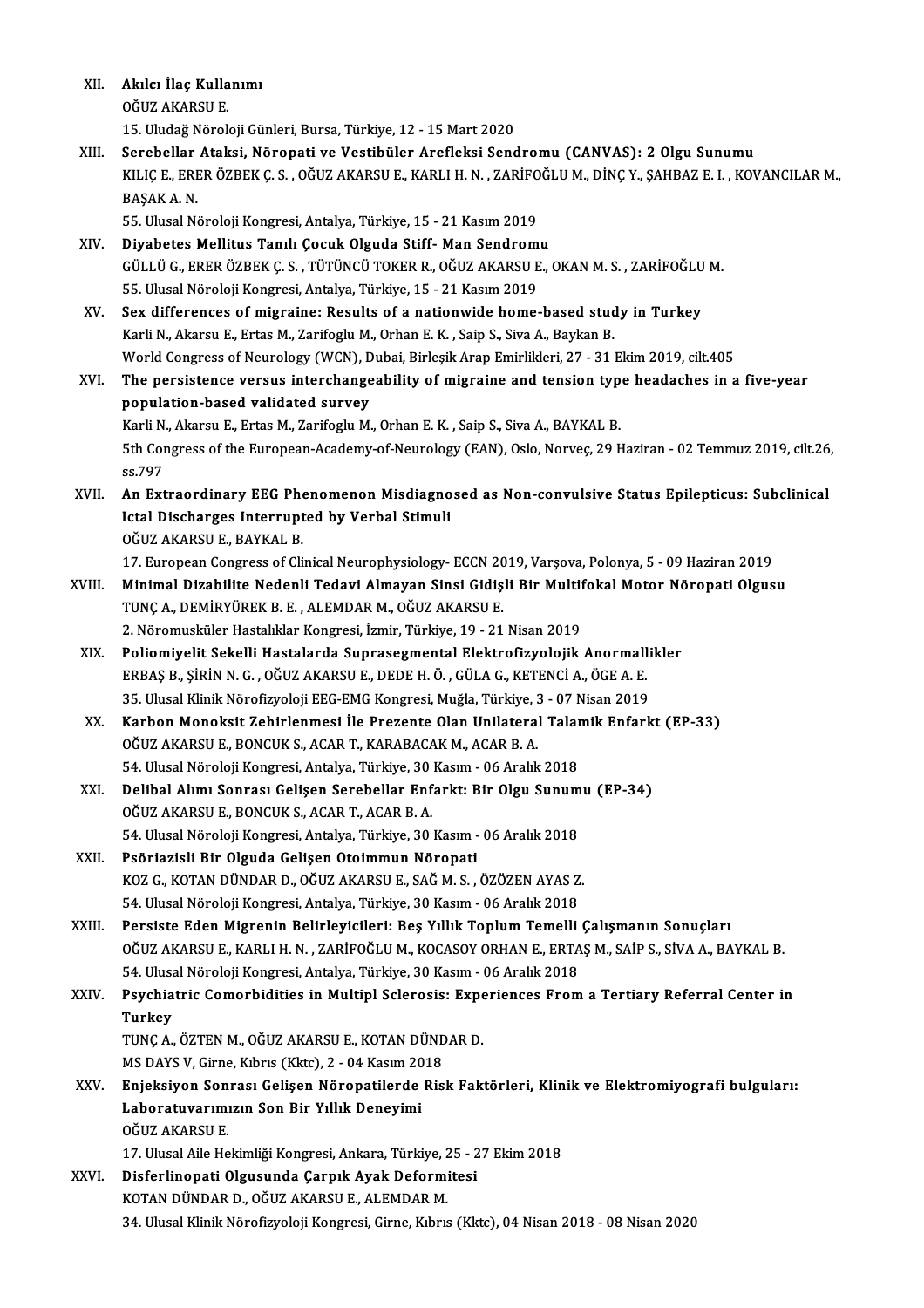XII. **Akılcı İlaç Kullanımı**
OĞUZ AKARSU E.
15. Uludağ Nöroloji Günleri, Bursa, Türkiye, 12 - 15 Mart 2020

XIII. **Serebellar Ataksi, Nöropati ve Vestibüler Arefleksi Sendromu (CANVAS): 2 Olgu Sunumu**
KILIÇ E., ERER ÖZBEK Ç. S. , OĞUZ AKARSU E., KARLI H. N. , ZARİFOĞLU M., DİNÇ Y., ŞAHBAZ E. I. , KOVANCILAR M., BAŞAK A. N.
55. Ulusal Nöroloji Kongresi, Antalya, Türkiye, 15 - 21 Kasım 2019

XIV. **Diyabetes Mellitus Tanılı Çocuk Olguda Stiff- Man Sendromu**
GÜLLÜ G., ERER ÖZBEK Ç. S. , TÜTÜNCÜ TOKER R., OĞUZ AKARSU E., OKAN M. S. , ZARİFOĞLU M.
55. Ulusal Nöroloji Kongresi, Antalya, Türkiye, 15 - 21 Kasım 2019

XV. **Sex differences of migraine: Results of a nationwide home-based study in Turkey**
Karli N., Akarsu E., Ertas M., Zarifoglu M., Orhan E. K. , Saip S., Siva A., Baykan B.
World Congress of Neurology (WCN), Dubai, Birleşik Arap Emirlikleri, 27 - 31 Ekim 2019, cilt.405

XVI. **The persistence versus interchangeability of migraine and tension type headaches in a five-year population-based validated survey**
Karli N., Akarsu E., Ertas M., Zarifoglu M., Orhan E. K. , Saip S., Siva A., BAYKAL B.
5th Congress of the European-Academy-of-Neurology (EAN), Oslo, Norveç, 29 Haziran - 02 Temmuz 2019, cilt.26, ss.797

XVII. **An Extraordinary EEG Phenomenon Misdiagnosed as Non-convulsive Status Epilepticus: Subclinical Ictal Discharges Interrupted by Verbal Stimuli**
OĞUZ AKARSU E., BAYKAL B.
17. European Congress of Clinical Neurophysiology- ECCN 2019, Varşova, Polonya, 5 - 09 Haziran 2019

XVIII. **Minimal Dizabilite Nedenli Tedavi Almayan Sinsi Gidişli Bir Multifokal Motor Nöropati Olgusu**
TUNÇ A., DEMİRYÜREK B. E. , ALEMDAR M., OĞUZ AKARSU E.
2. Nöromusküler Hastalıklar Kongresi, İzmir, Türkiye, 19 - 21 Nisan 2019

XIX. **Poliomiyelit Sekelli Hastalarda Suprasegmental Elektrofizyolojik Anormallikler**
ERBAŞ B., ŞİRİN N. G. , OĞUZ AKARSU E., DEDE H. Ö. , GÜLA G., KETENCİ A., ÖGE A. E.
35. Ulusal Klinik Nörofizyoloji EEG-EMG Kongresi, Muğla, Türkiye, 3 - 07 Nisan 2019

XX. **Karbon Monoksit Zehirlenmesi İle Prezente Olan Unilateral Talamik Enfarkt (EP-33)**
OĞUZ AKARSU E., BONCUK S., ACAR T., KARABACAK M., ACAR B. A.
54. Ulusal Nöroloji Kongresi, Antalya, Türkiye, 30 Kasım - 06 Aralık 2018

XXI. **Delibal Alımı Sonrası Gelişen Serebellar Enfarkt: Bir Olgu Sunumu (EP-34)**
OĞUZ AKARSU E., BONCUK S., ACAR T., ACAR B. A.
54. Ulusal Nöroloji Kongresi, Antalya, Türkiye, 30 Kasım - 06 Aralık 2018

XXII. **Psöriazisli Bir Olguda Gelişen Otoimmun Nöropati**
KOZ G., KOTAN DÜNDAR D., OĞUZ AKARSU E., SAĞ M. S. , ÖZÖZEN AYAS Z.
54. Ulusal Nöroloji Kongresi, Antalya, Türkiye, 30 Kasım - 06 Aralık 2018

XXIII. **Persiste Eden Migrenin Belirleyicileri: Beş Yıllık Toplum Temelli Çalışmanın Sonuçları**
OĞUZ AKARSU E., KARLI H. N. , ZARİFOĞLU M., KOCASOY ORHAN E., ERTAŞ M., SAİP S., SİVA A., BAYKAL B.
54. Ulusal Nöroloji Kongresi, Antalya, Türkiye, 30 Kasım - 06 Aralık 2018

XXIV. **Psychiatric Comorbidities in Multipl Sclerosis: Experiences From a Tertiary Referral Center in Turkey**
TUNÇ A., ÖZTEN M., OĞUZ AKARSU E., KOTAN DÜNDAR D.
MS DAYS V, Girne, Kıbrıs (Kktc), 2 - 04 Kasım 2018

XXV. **Enjeksiyon Sonrası Gelişen Nöropatilerde Risk Faktörleri, Klinik ve Elektromiyografi bulguları: Laboratuvarımızın Son Bir Yıllık Deneyimi**
OĞUZ AKARSU E.
17. Ulusal Aile Hekimliği Kongresi, Ankara, Türkiye, 25 - 27 Ekim 2018

XXVI. **Disferlinopati Olgusunda Çarpık Ayak Deformitesi**
KOTAN DÜNDAR D., OĞUZ AKARSU E., ALEMDAR M.
34. Ulusal Klinik Nörofizyoloji Kongresi, Girne, Kıbrıs (Kktc), 04 Nisan 2018 - 08 Nisan 2020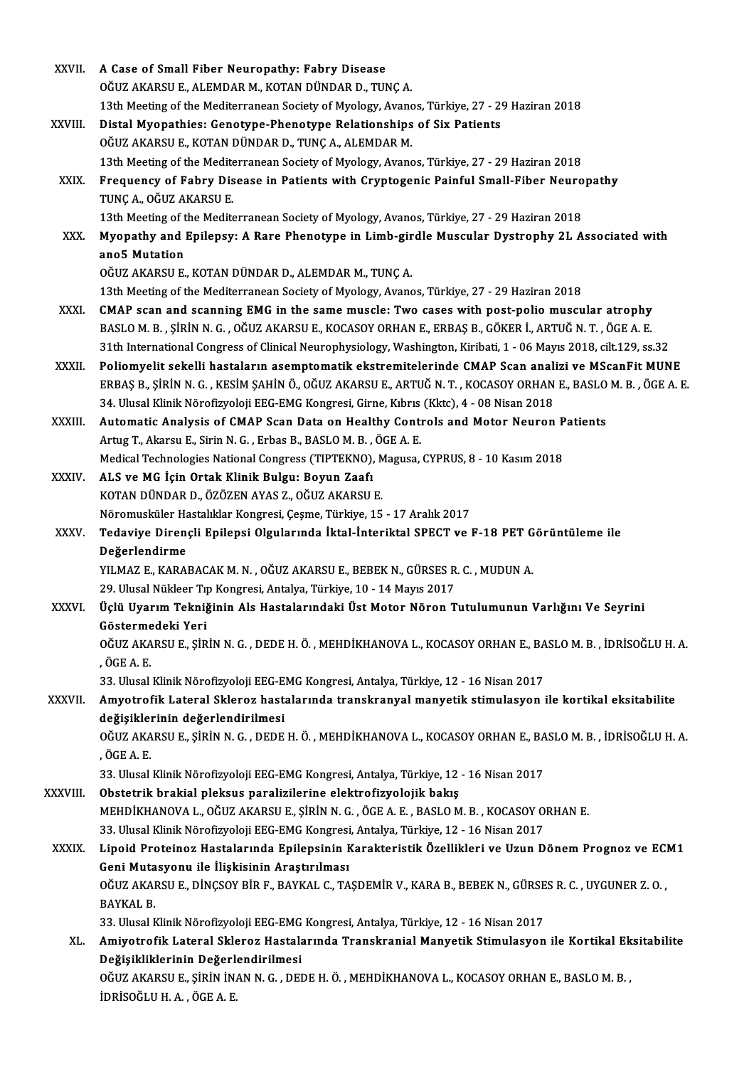XXVII. **A Case of Small Fiber Neuropathy: Fabry Disease**
OĞUZ AKARSU E., ALEMDAR M., KOTAN DÜNDAR D., TUNÇ A.
13th Meeting of the Mediterranean Society of Myology, Avanos, Türkiye, 27 - 29 Haziran 2018

XXVIII. **Distal Myopathies: Genotype-Phenotype Relationships of Six Patients**
OĞUZ AKARSU E., KOTAN DÜNDAR D., TUNÇ A., ALEMDAR M.
13th Meeting of the Mediterranean Society of Myology, Avanos, Türkiye, 27 - 29 Haziran 2018

XXIX. **Frequency of Fabry Disease in Patients with Cryptogenic Painful Small-Fiber Neuropathy**
TUNÇ A., OĞUZ AKARSU E.
13th Meeting of the Mediterranean Society of Myology, Avanos, Türkiye, 27 - 29 Haziran 2018

XXX. **Myopathy and Epilepsy: A Rare Phenotype in Limb-girdle Muscular Dystrophy 2L Associated with ano5 Mutation**
OĞUZ AKARSU E., KOTAN DÜNDAR D., ALEMDAR M., TUNÇ A.
13th Meeting of the Mediterranean Society of Myology, Avanos, Türkiye, 27 - 29 Haziran 2018

XXXI. **CMAP scan and scanning EMG in the same muscle: Two cases with post-polio muscular atrophy**
BASLO M. B. , ŞİRİN N. G. , OĞUZ AKARSU E., KOCASOY ORHAN E., ERBAŞ B., GÖKER İ., ARTUĞ N. T. , ÖGE A. E.
31th International Congress of Clinical Neurophysiology, Washington, Kiribati, 1 - 06 Mayıs 2018, cilt.129, ss.32

XXXII. **Poliomyelit sekelli hastaların asemptomatik ekstremitelerinde CMAP Scan analizi ve MScanFit MUNE**
ERBAŞ B., ŞİRİN N. G. , KESİM ŞAHİN Ö., OĞUZ AKARSU E., ARTUĞ N. T. , KOCASOY ORHAN E., BASLO M. B. , ÖGE A. E.
34. Ulusal Klinik Nörofizyoloji EEG-EMG Kongresi, Girne, Kıbrıs (Kktc), 4 - 08 Nisan 2018

XXXIII. **Automatic Analysis of CMAP Scan Data on Healthy Controls and Motor Neuron Patients**
Artug T., Akarsu E., Sirin N. G. , Erbas B., BASLO M. B. , ÖGE A. E.
Medical Technologies National Congress (TIPTEKNO), Magusa, CYPRUS, 8 - 10 Kasım 2018

XXXIV. **ALS ve MG İçin Ortak Klinik Bulgu: Boyun Zaafı**
KOTAN DÜNDAR D., ÖZÖZEN AYAS Z., OĞUZ AKARSU E.
Nöromusküler Hastalıklar Kongresi, Çeşme, Türkiye, 15 - 17 Aralık 2017

XXXV. **Tedaviye Dirençli Epilepsi Olgularında İktal-İnteriktal SPECT ve F-18 PET Görüntüleme ile Değerlendirme**
YILMAZ E., KARABACAK M. N. , OĞUZ AKARSU E., BEBEK N., GÜRSES R. C. , MUDUN A.
29. Ulusal Nükleer Tıp Kongresi, Antalya, Türkiye, 10 - 14 Mayıs 2017

XXXVI. **Üçlü Uyarım Tekniğinin Als Hastalarındaki Üst Motor Nöron Tutulumunun Varlığını Ve Seyrini Göstermedeki Yeri**
OĞUZ AKARSU E., ŞİRİN N. G. , DEDE H. Ö. , MEHDİKHANOVA L., KOCASOY ORHAN E., BASLO M. B. , İDRİSOĞLU H. A. , ÖGE A. E.
33. Ulusal Klinik Nörofizyoloji EEG-EMG Kongresi, Antalya, Türkiye, 12 - 16 Nisan 2017

XXXVII. **Amyotrofik Lateral Skleroz hastalarında transkranyal manyetik stimulasyon ile kortikal eksitabilite değişiklerinin değerlendirilmesi**
OĞUZ AKARSU E., ŞİRİN N. G. , DEDE H. Ö. , MEHDİKHANOVA L., KOCASOY ORHAN E., BASLO M. B. , İDRİSOĞLU H. A. , ÖGE A. E.
33. Ulusal Klinik Nörofizyoloji EEG-EMG Kongresi, Antalya, Türkiye, 12 - 16 Nisan 2017

XXXVIII. **Obstetrik brakial pleksus paralizilerine elektrofizyolojik bakış**
MEHDİKHANOVA L., OĞUZ AKARSU E., ŞİRİN N. G. , ÖGE A. E. , BASLO M. B. , KOCASOY ORHAN E.
33. Ulusal Klinik Nörofizyoloji EEG-EMG Kongresi, Antalya, Türkiye, 12 - 16 Nisan 2017

XXXIX. **Lipoid Proteinoz Hastalarında Epilepsinin Karakteristik Özellikleri ve Uzun Dönem Prognoz ve ECM1 Geni Mutasyonu ile İlişkisinin Araştırılması**
OĞUZ AKARSU E., DİNÇSOY BİR F., BAYKAL C., TAŞDEMİR V., KARA B., BEBEK N., GÜRSES R. C. , UYGUNER Z. O. , BAYKAL B.
33. Ulusal Klinik Nörofizyoloji EEG-EMG Kongresi, Antalya, Türkiye, 12 - 16 Nisan 2017

XL. **Amiyotrofik Lateral Skleroz Hastalarında Transkranial Manyetik Stimulasyon ile Kortikal Eksitabilite Değişikliklerinin Değerlendirilmesi**
OĞUZ AKARSU E., ŞİRİN İNAN N. G. , DEDE H. Ö. , MEHDİKHANOVA L., KOCASOY ORHAN E., BASLO M. B. , İDRİSOĞLU H. A. , ÖGE A. E.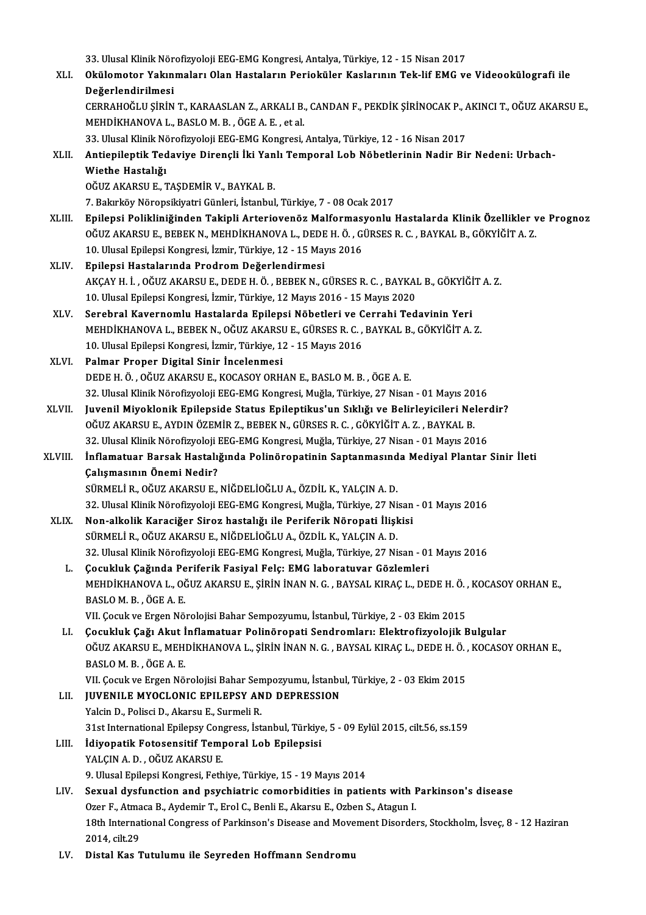33. Ulusal Klinik Nörofizyoloji EEG-EMG Kongresi, Antalya, Türkiye, 12 - 15 Nisan 2017

XLI. **Okülomotor Yakınmaları Olan Hastaların Perioküler Kaslarının Tek-lif EMG ve Videookülografi ile Değerlendirilmesi**
CERRAHOĞLU ŞİRİN T., KARAASLAN Z., ARKALI B., CANDAN F., PEKDİK ŞİRİNOCAK P., AKINCI T., OĞUZ AKARSU E., MEHDİKHANOVA L., BASLO M. B. , ÖGE A. E. , et al.
33. Ulusal Klinik Nörofizyoloji EEG-EMG Kongresi, Antalya, Türkiye, 12 - 16 Nisan 2017

XLII. **Antiepileptik Tedaviye Dirençli İki Yanlı Temporal Lob Nöbetlerinin Nadir Bir Nedeni: Urbach-Wiethe Hastalığı**
OĞUZ AKARSU E., TAŞDEMİR V., BAYKAL B.
7. Bakırköy Nöropsikiyatri Günleri, İstanbul, Türkiye, 7 - 08 Ocak 2017

XLIII. **Epilepsi Polikliniğinden Takipli Arteriovenöz Malformasyonlu Hastalarda Klinik Özellikler ve Prognoz**
OĞUZ AKARSU E., BEBEK N., MEHDİKHANOVA L., DEDE H. Ö. , GÜRSES R. C. , BAYKAL B., GÖKYİĞİT A. Z.
10. Ulusal Epilepsi Kongresi, İzmir, Türkiye, 12 - 15 Mayıs 2016

XLIV. **Epilepsi Hastalarında Prodrom Değerlendirmesi**
AKÇAY H. İ. , OĞUZ AKARSU E., DEDE H. Ö. , BEBEK N., GÜRSES R. C. , BAYKAL B., GÖKYİĞİT A. Z.
10. Ulusal Epilepsi Kongresi, İzmir, Türkiye, 12 Mayıs 2016 - 15 Mayıs 2020

XLV. **Serebral Kavernomlu Hastalarda Epilepsi Nöbetleri ve Cerrahi Tedavinin Yeri**
MEHDİKHANOVA L., BEBEK N., OĞUZ AKARSU E., GÜRSES R. C. , BAYKAL B., GÖKYİĞİT A. Z.
10. Ulusal Epilepsi Kongresi, İzmir, Türkiye, 12 - 15 Mayıs 2016

XLVI. **Palmar Proper Digital Sinir İncelenmesi**
DEDE H. Ö. , OĞUZ AKARSU E., KOCASOY ORHAN E., BASLO M. B. , ÖGE A. E.
32. Ulusal Klinik Nörofizyoloji EEG-EMG Kongresi, Muğla, Türkiye, 27 Nisan - 01 Mayıs 2016

XLVII. **Juvenil Miyoklonik Epilepside Status Epileptikus'un Sıklığı ve Belirleyicileri Nelerdir?**
OĞUZ AKARSU E., AYDIN ÖZEMİR Z., BEBEK N., GÜRSES R. C. , GÖKYİĞİT A. Z. , BAYKAL B.
32. Ulusal Klinik Nörofizyoloji EEG-EMG Kongresi, Muğla, Türkiye, 27 Nisan - 01 Mayıs 2016

XLVIII. **İnflamatuar Barsak Hastalığında Polinöropatinin Saptanmasında Mediyal Plantar Sinir İleti Çalışmasının Önemi Nedir?**
SÜRMELİ R., OĞUZ AKARSU E., NİĞDELİOĞLU A., ÖZDİL K., YALÇIN A. D.
32. Ulusal Klinik Nörofizyoloji EEG-EMG Kongresi, Muğla, Türkiye, 27 Nisan - 01 Mayıs 2016

XLIX. **Non-alkolik Karaciğer Siroz hastalığı ile Periferik Nöropati İlişkisi**
SÜRMELİ R., OĞUZ AKARSU E., NİĞDELİOĞLU A., ÖZDİL K., YALÇIN A. D.
32. Ulusal Klinik Nörofizyoloji EEG-EMG Kongresi, Muğla, Türkiye, 27 Nisan - 01 Mayıs 2016

L. **Çocukluk Çağında Periferik Fasiyal Felç: EMG laboratuvar Gözlemleri**
MEHDİKHANOVA L., OĞUZ AKARSU E., ŞİRİN İNAN N. G. , BAYSAL KIRAÇ L., DEDE H. Ö. , KOCASOY ORHAN E., BASLO M. B. , ÖGE A. E.
VII. Çocuk ve Ergen Nörolojisi Bahar Sempozyumu, İstanbul, Türkiye, 2 - 03 Ekim 2015

LI. **Çocukluk Çağı Akut İnflamatuar Polinöropati Sendromları: Elektrofizyolojik Bulgular**
OĞUZ AKARSU E., MEHDİKHANOVA L., ŞİRİN İNAN N. G. , BAYSAL KIRAÇ L., DEDE H. Ö. , KOCASOY ORHAN E., BASLO M. B. , ÖGE A. E.
VII. Çocuk ve Ergen Nörolojisi Bahar Sempozyumu, İstanbul, Türkiye, 2 - 03 Ekim 2015

LII. **JUVENILE MYOCLONIC EPILEPSY AND DEPRESSION**
Yalcin D., Polisci D., Akarsu E., Surmeli R.
31st International Epilepsy Congress, İstanbul, Türkiye, 5 - 09 Eylül 2015, cilt.56, ss.159

LIII. **İdiyopatik Fotosensitif Temporal Lob Epilepsisi**
YALÇIN A. D. , OĞUZ AKARSU E.
9. Ulusal Epilepsi Kongresi, Fethiye, Türkiye, 15 - 19 Mayıs 2014

LIV. **Sexual dysfunction and psychiatric comorbidities in patients with Parkinson's disease**
Ozer F., Atmaca B., Aydemir T., Erol C., Benli E., Akarsu E., Ozben S., Atagun I.
18th International Congress of Parkinson's Disease and Movement Disorders, Stockholm, İsveç, 8 - 12 Haziran 2014, cilt.29

LV. **Distal Kas Tutulumu ile Seyreden Hoffmann Sendromu**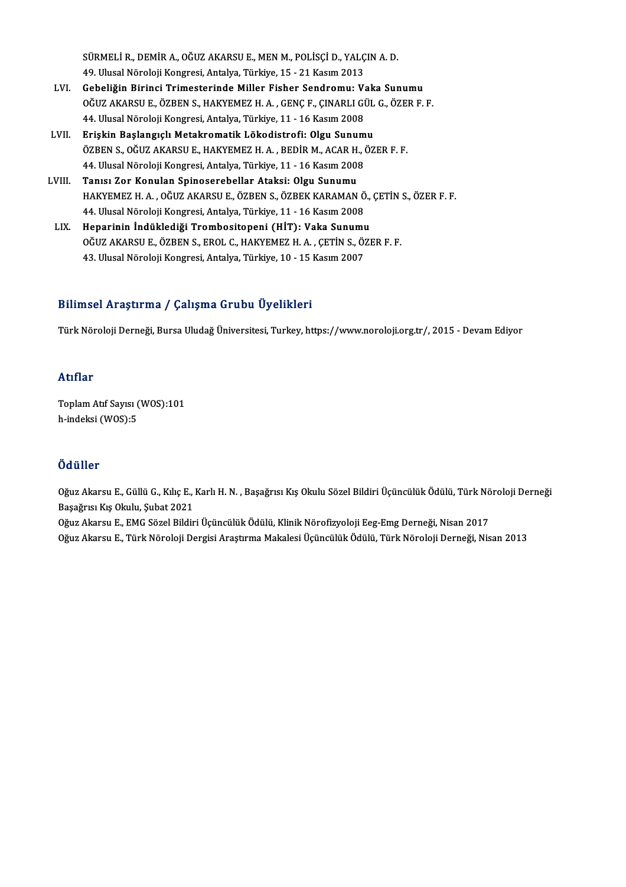SÜRMELİ R., DEMİR A., OĞUZ AKARSU E., MEN M., POLİSÇİ D., YALÇIN A. D.
49. Ulusal Nöroloji Kongresi, Antalya, Türkiye, 15 - 21 Kasım 2013

LVI. **Gebeliğin Birinci Trimesterinde Miller Fisher Sendromu: Vaka Sunumu**
OĞUZ AKARSU E., ÖZBEN S., HAKYEMEZ H. A. , GENÇ F., ÇINARLI GÜL G., ÖZER F. F.
44. Ulusal Nöroloji Kongresi, Antalya, Türkiye, 11 - 16 Kasım 2008

LVII. **Erişkin Başlangıçlı Metakromatik Lökodistrofi: Olgu Sunumu**
ÖZBEN S., OĞUZ AKARSU E., HAKYEMEZ H. A. , BEDİR M., ACAR H., ÖZER F. F.
44. Ulusal Nöroloji Kongresi, Antalya, Türkiye, 11 - 16 Kasım 2008

LVIII. **Tanısı Zor Konulan Spinoserebellar Ataksi: Olgu Sunumu**
HAKYEMEZ H. A. , OĞUZ AKARSU E., ÖZBEN S., ÖZBEK KARAMAN Ö., ÇETİN S., ÖZER F. F.
44. Ulusal Nöroloji Kongresi, Antalya, Türkiye, 11 - 16 Kasım 2008

LIX. **Heparinin İndüklediği Trombositopeni (HİT): Vaka Sunumu**
OĞUZ AKARSU E., ÖZBEN S., EROL C., HAKYEMEZ H. A. , ÇETİN S., ÖZER F. F.
43. Ulusal Nöroloji Kongresi, Antalya, Türkiye, 10 - 15 Kasım 2007

## Bilimsel Araştırma / Çalışma Grubu Üyelikleri

Türk Nöroloji Derneği, Bursa Uludağ Üniversitesi, Turkey, https://www.noroloji.org.tr/, 2015 - Devam Ediyor

## Atıflar

Toplam Atıf Sayısı (WOS):101
h-indeksi (WOS):5

## Ödüller

Oğuz Akarsu E., Güllü G., Kılıç E., Karlı H. N. , Başağrısı Kış Okulu Sözel Bildiri Üçüncülük Ödülü, Türk Nöroloji Derneği Başağrısı Kış Okulu, Şubat 2021

Oğuz Akarsu E., EMG Sözel Bildiri Üçüncülük Ödülü, Klinik Nörofizyoloji Eeg-Emg Derneği, Nisan 2017

Oğuz Akarsu E., Türk Nöroloji Dergisi Araştırma Makalesi Üçüncülük Ödülü, Türk Nöroloji Derneği, Nisan 2013